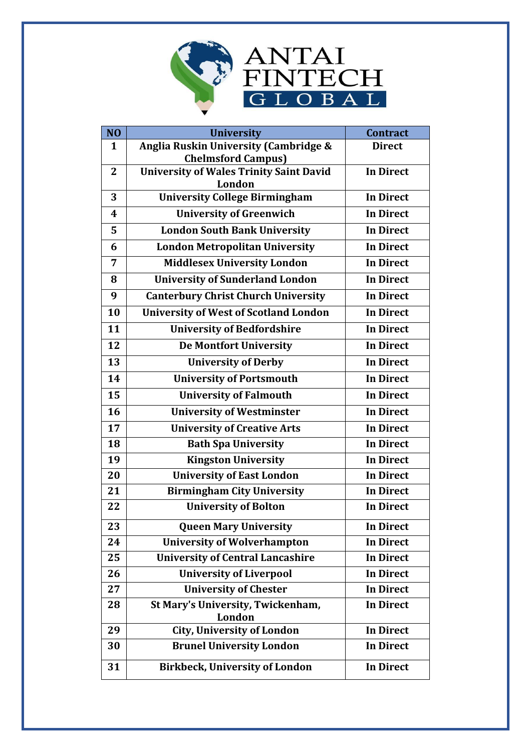ANTAI FINTECH GLOBAL

| NO | University | Contract |
|---|---|---|
| 1 | Anglia Ruskin University (Cambridge & Chelmsford Campus) | Direct |
| 2 | University of Wales Trinity Saint David London | In Direct |
| 3 | University College Birmingham | In Direct |
| 4 | University of Greenwich | In Direct |
| 5 | London South Bank University | In Direct |
| 6 | London Metropolitan University | In Direct |
| 7 | Middlesex University London | In Direct |
| 8 | University of Sunderland London | In Direct |
| 9 | Canterbury Christ Church University | In Direct |
| 10 | University of West of Scotland London | In Direct |
| 11 | University of Bedfordshire | In Direct |
| 12 | De Montfort University | In Direct |
| 13 | University of Derby | In Direct |
| 14 | University of Portsmouth | In Direct |
| 15 | University of Falmouth | In Direct |
| 16 | University of Westminster | In Direct |
| 17 | University of Creative Arts | In Direct |
| 18 | Bath Spa University | In Direct |
| 19 | Kingston University | In Direct |
| 20 | University of East London | In Direct |
| 21 | Birmingham City University | In Direct |
| 22 | University of Bolton | In Direct |
| 23 | Queen Mary University | In Direct |
| 24 | University of Wolverhampton | In Direct |
| 25 | University of Central Lancashire | In Direct |
| 26 | University of Liverpool | In Direct |
| 27 | University of Chester | In Direct |
| 28 | St Mary's University, Twickenham, London | In Direct |
| 29 | City, University of London | In Direct |
| 30 | Brunel University London | In Direct |
| 31 | Birkbeck, University of London | In Direct |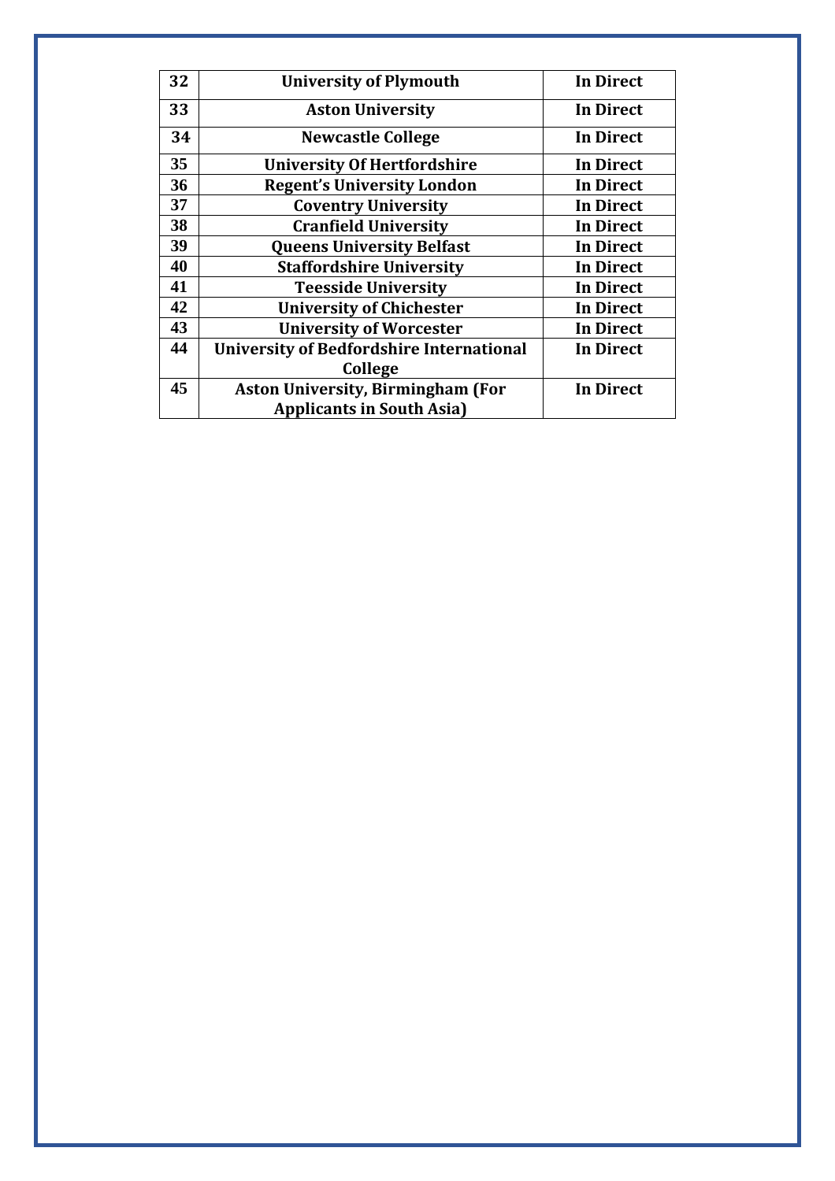| | | |
|---|---|---|
| **32** | **University of Plymouth** | **In Direct** |
| **33** | **Aston University** | **In Direct** |
| **34** | **Newcastle College** | **In Direct** |
| **35** | **University Of Hertfordshire** | **In Direct** |
| **36** | **Regent's University London** | **In Direct** |
| **37** | **Coventry University** | **In Direct** |
| **38** | **Cranfield University** | **In Direct** |
| **39** | **Queens University Belfast** | **In Direct** |
| **40** | **Staffordshire University** | **In Direct** |
| **41** | **Teesside University** | **In Direct** |
| **42** | **University of Chichester** | **In Direct** |
| **43** | **University of Worcester** | **In Direct** |
| **44** | **University of Bedfordshire International College** | **In Direct** |
| **45** | **Aston University, Birmingham (For Applicants in South Asia)** | **In Direct** |